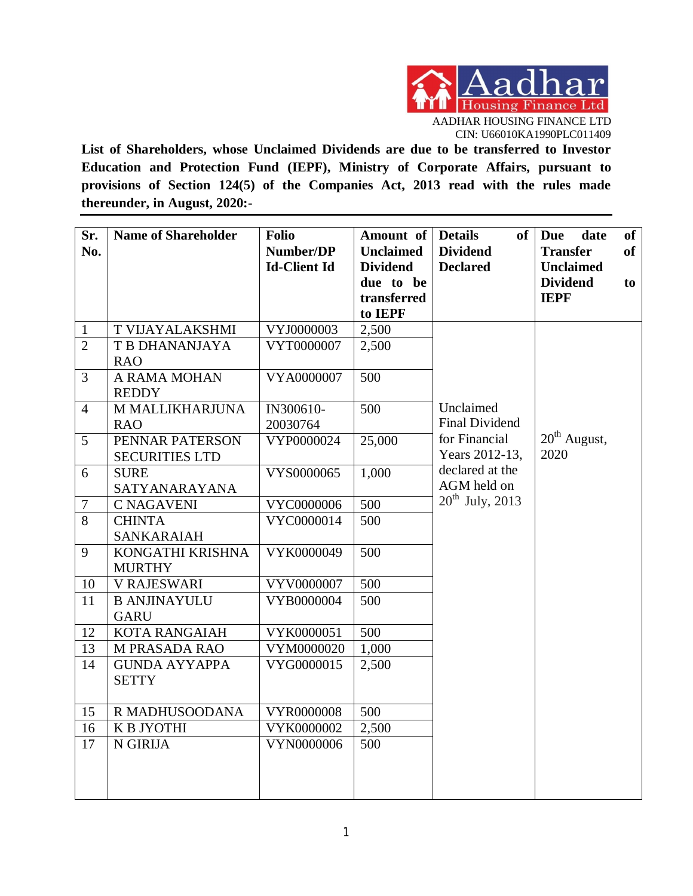AADHAR HOUSING FINANCE LTD
CIN: U66010KA1990PLC011409

**List of Shareholders, whose Unclaimed Dividends are due to be transferred to Investor Education and Protection Fund (IEPF), Ministry of Corporate Affairs, pursuant to provisions of Section 124(5) of the Companies Act, 2013 read with the rules made thereunder, in August, 2020:-**

| Sr. No. | Name of Shareholder | Folio Number/DP Id-Client Id | Amount of Unclaimed Dividend due to be transferred to IEPF | Details of Dividend Declared | Due date of Transfer of Unclaimed Dividend to IEPF |
|---|---|---|---|---|---|
| 1 | T VIJAYALAKSHMI | VYJ0000003 | 2,500 | Unclaimed Final Dividend for Financial Years 2012-13, declared at the AGM held on 20th July, 2013 | 20th August, 2020 |
| 2 | T B DHANANJAYA RAO | VYT0000007 | 2,500 | | |
| 3 | A RAMA MOHAN REDDY | VYA0000007 | 500 | | |
| 4 | M MALLIKHARJUNA RAO | IN300610-20030764 | 500 | | |
| 5 | PENNAR PATERSON SECURITIES LTD | VYP0000024 | 25,000 | | |
| 6 | SURE SATYANARAYANA | VYS0000065 | 1,000 | | |
| 7 | C NAGAVENI | VYC0000006 | 500 | | |
| 8 | CHINTA SANKARAIAH | VYC0000014 | 500 | | |
| 9 | KONGATHI KRISHNA MURTHY | VYK0000049 | 500 | | |
| 10 | V RAJESWARI | VYV0000007 | 500 | | |
| 11 | B ANJINAYULU GARU | VYB0000004 | 500 | | |
| 12 | KOTA RANGAIAH | VYK0000051 | 500 | | |
| 13 | M PRASADA RAO | VYM0000020 | 1,000 | | |
| 14 | GUNDA AYYAPPA SETTY | VYG0000015 | 2,500 | | |
| 15 | R MADHUSOODANA | VYR0000008 | 500 | | |
| 16 | K B JYOTHI | VYK0000002 | 2,500 | | |
| 17 | N GIRIJA | VYN0000006 | 500 | | |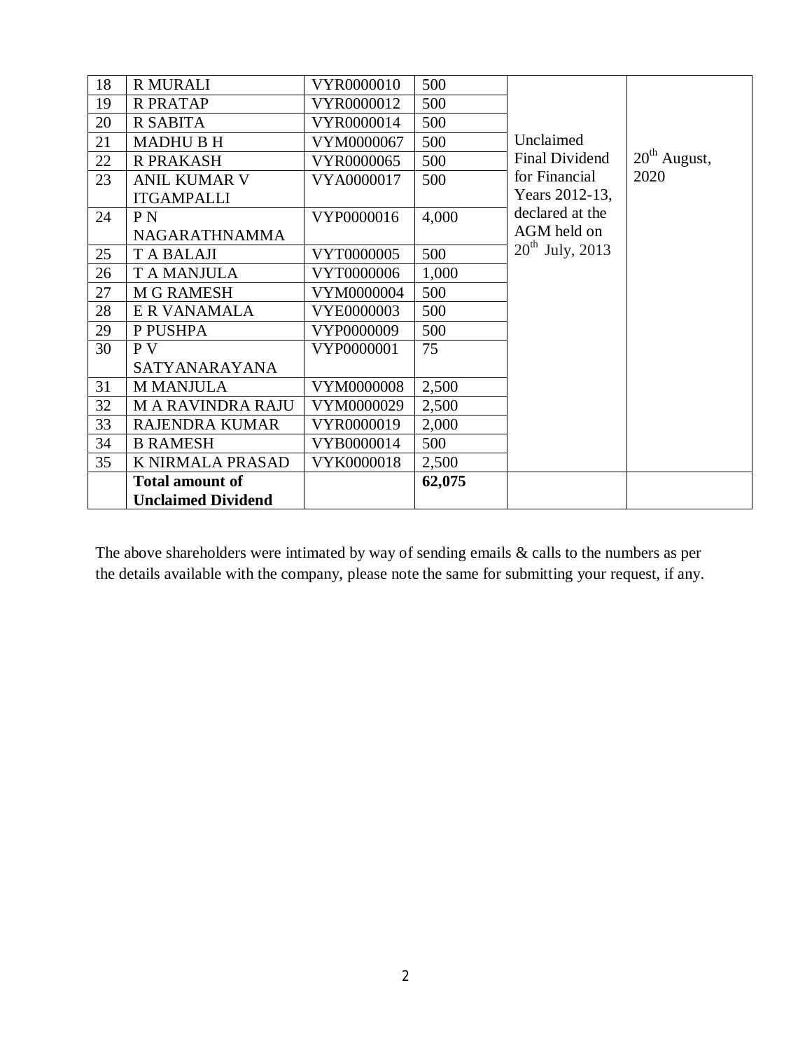| 18 | R MURALI | VYR0000010 | 500 | Unclaimed Final Dividend for Financial Years 2012-13, declared at the AGM held on 20th July, 2013 | 20th August, 2020 |
|---|---|---|---|---|---|
| 19 | R PRATAP | VYR0000012 | 500 | | |
| 20 | R SABITA | VYR0000014 | 500 | | |
| 21 | MADHU B H | VYM0000067 | 500 | | |
| 22 | R PRAKASH | VYR0000065 | 500 | | |
| 23 | ANIL KUMAR V ITGAMPALLI | VYA0000017 | 500 | | |
| 24 | P N NAGARATHNAMMA | VYP0000016 | 4,000 | | |
| 25 | T A BALAJI | VYT0000005 | 500 | | |
| 26 | T A MANJULA | VYT0000006 | 1,000 | | |
| 27 | M G RAMESH | VYM0000004 | 500 | | |
| 28 | E R VANAMALA | VYE0000003 | 500 | | |
| 29 | P PUSHPA | VYP0000009 | 500 | | |
| 30 | P V SATYANARAYANA | VYP0000001 | 75 | | |
| 31 | M MANJULA | VYM0000008 | 2,500 | | |
| 32 | M A RAVINDRA RAJU | VYM0000029 | 2,500 | | |
| 33 | RAJENDRA KUMAR | VYR0000019 | 2,000 | | |
| 34 | B RAMESH | VYB0000014 | 500 | | |
| 35 | K NIRMALA PRASAD | VYK0000018 | 2,500 | | |
| | **Total amount of Unclaimed Dividend** | | **62,075** | | |

The above shareholders were intimated by way of sending emails & calls to the numbers as per the details available with the company, please note the same for submitting your request, if any.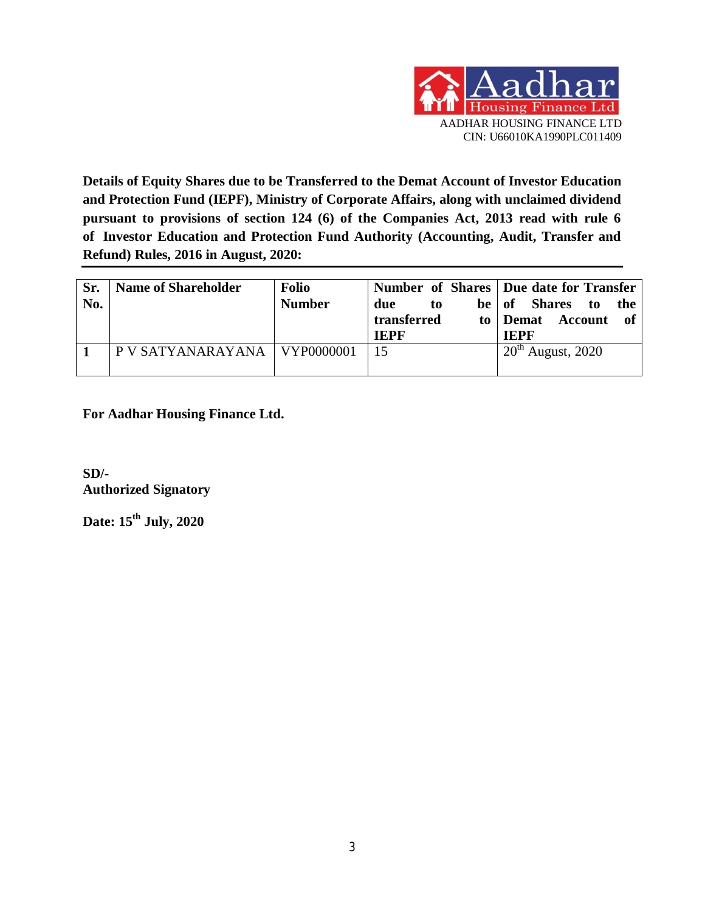AADHAR HOUSING FINANCE LTD
CIN: U66010KA1990PLC011409

**Details of Equity Shares due to be Transferred to the Demat Account of Investor Education and Protection Fund (IEPF), Ministry of Corporate Affairs, along with unclaimed dividend pursuant to provisions of section 124 (6) of the Companies Act, 2013 read with rule 6 of Investor Education and Protection Fund Authority (Accounting, Audit, Transfer and Refund) Rules, 2016 in August, 2020:**

| Sr. No. | Name of Shareholder | Folio Number | Number of Shares due to be transferred to IEPF | Due date for Transfer of Shares to the Demat Account of IEPF |
|---|---|---|---|---|
| 1 | P V SATYANARAYANA | VYP0000001 | 15 | 20th August, 2020 |

**For Aadhar Housing Finance Ltd.**

**SD/-**
**Authorized Signatory**

**Date: 15th July, 2020**